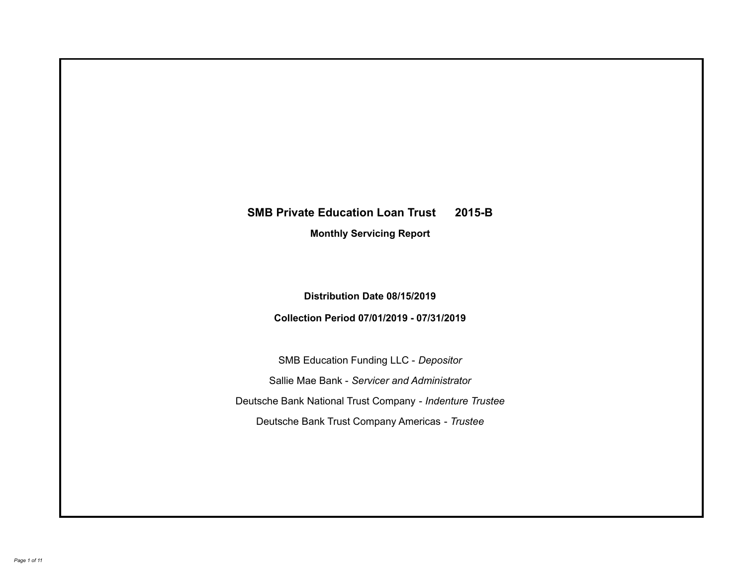# SMB Private Education Loan Trust 2015-B

## Monthly Servicing Report

**Distribution Date 08/15/2019**

**Collection Period 07/01/2019 - 07/31/2019**

SMB Education Funding LLC - *Depositor*

Sallie Mae Bank - *Servicer and Administrator*

Deutsche Bank National Trust Company - *Indenture Trustee*

Deutsche Bank Trust Company Americas - *Trustee*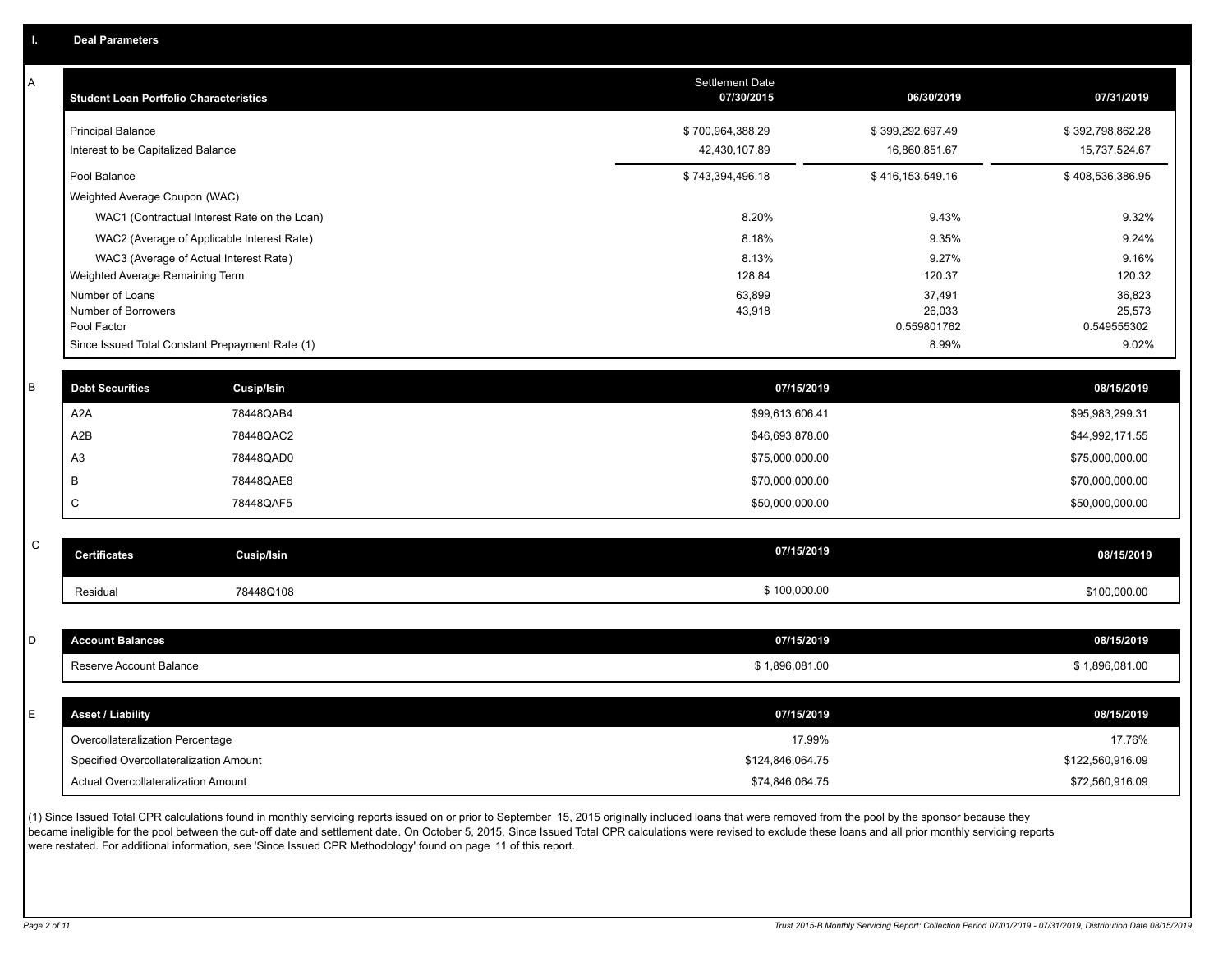## I. Deal Parameters

### A

| Student Loan Portfolio Characteristics | Settlement Date 07/30/2015 | 06/30/2019 | 07/31/2019 |
|---|---|---|---|
| Principal Balance | $ 700,964,388.29 | $ 399,292,697.49 | $ 392,798,862.28 |
| Interest to be Capitalized Balance | 42,430,107.89 | 16,860,851.67 | 15,737,524.67 |
| Pool Balance | $ 743,394,496.18 | $ 416,153,549.16 | $ 408,536,386.95 |
| Weighted Average Coupon (WAC) | | | |
| WAC1 (Contractual Interest Rate on the Loan) | 8.20% | 9.43% | 9.32% |
| WAC2 (Average of Applicable Interest Rate) | 8.18% | 9.35% | 9.24% |
| WAC3 (Average of Actual Interest Rate) | 8.13% | 9.27% | 9.16% |
| Weighted Average Remaining Term | 128.84 | 120.37 | 120.32 |
| Number of Loans | 63,899 | 37,491 | 36,823 |
| Number of Borrowers | 43,918 | 26,033 | 25,573 |
| Pool Factor | | 0.559801762 | 0.549555302 |
| Since Issued Total Constant Prepayment Rate (1) | | 8.99% | 9.02% |

### B

| Debt Securities | Cusip/Isin | 07/15/2019 | 08/15/2019 |
|---|---|---|---|
| A2A | 78448QAB4 | $99,613,606.41 | $95,983,299.31 |
| A2B | 78448QAC2 | $46,693,878.00 | $44,992,171.55 |
| A3 | 78448QAD0 | $75,000,000.00 | $75,000,000.00 |
| B | 78448QAE8 | $70,000,000.00 | $70,000,000.00 |
| C | 78448QAF5 | $50,000,000.00 | $50,000,000.00 |

### C

| Certificates | Cusip/Isin | 07/15/2019 | 08/15/2019 |
|---|---|---|---|
| Residual | 78448Q108 | $ 100,000.00 | $100,000.00 |

### D

| Account Balances | 07/15/2019 | 08/15/2019 |
|---|---|---|
| Reserve Account Balance | $ 1,896,081.00 | $ 1,896,081.00 |

### E

| Asset / Liability | 07/15/2019 | 08/15/2019 |
|---|---|---|
| Overcollateralization Percentage | 17.99% | 17.76% |
| Specified Overcollateralization Amount | $124,846,064.75 | $122,560,916.09 |
| Actual Overcollateralization Amount | $74,846,064.75 | $72,560,916.09 |

(1) Since Issued Total CPR calculations found in monthly servicing reports issued on or prior to September 15, 2015 originally included loans that were removed from the pool by the sponsor because they became ineligible for the pool between the cut-off date and settlement date. On October 5, 2015, Since Issued Total CPR calculations were revised to exclude these loans and all prior monthly servicing reports were restated. For additional information, see 'Since Issued CPR Methodology' found on page 11 of this report.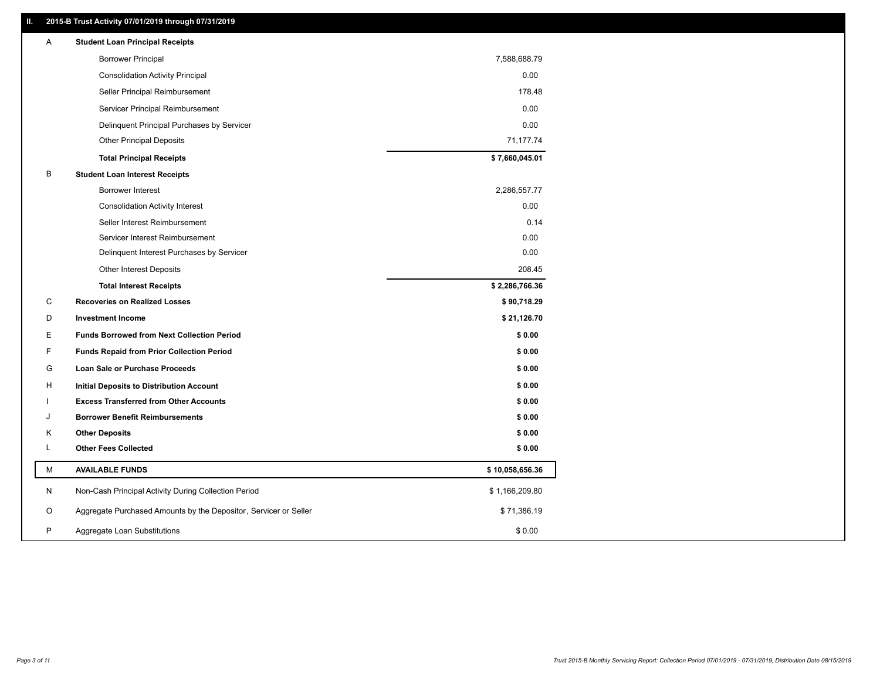## II. 2015-B Trust Activity 07/01/2019 through 07/31/2019

| | | |
|---|---|---|
| A | **Student Loan Principal Receipts** | |
| | Borrower Principal | 7,588,688.79 |
| | Consolidation Activity Principal | 0.00 |
| | Seller Principal Reimbursement | 178.48 |
| | Servicer Principal Reimbursement | 0.00 |
| | Delinquent Principal Purchases by Servicer | 0.00 |
| | Other Principal Deposits | 71,177.74 |
| | **Total Principal Receipts** | **$ 7,660,045.01** |
| B | **Student Loan Interest Receipts** | |
| | Borrower Interest | 2,286,557.77 |
| | Consolidation Activity Interest | 0.00 |
| | Seller Interest Reimbursement | 0.14 |
| | Servicer Interest Reimbursement | 0.00 |
| | Delinquent Interest Purchases by Servicer | 0.00 |
| | Other Interest Deposits | 208.45 |
| | **Total Interest Receipts** | **$ 2,286,766.36** |
| C | **Recoveries on Realized Losses** | **$ 90,718.29** |
| D | **Investment Income** | **$ 21,126.70** |
| E | **Funds Borrowed from Next Collection Period** | **$ 0.00** |
| F | **Funds Repaid from Prior Collection Period** | **$ 0.00** |
| G | **Loan Sale or Purchase Proceeds** | **$ 0.00** |
| H | **Initial Deposits to Distribution Account** | **$ 0.00** |
| I | **Excess Transferred from Other Accounts** | **$ 0.00** |
| J | **Borrower Benefit Reimbursements** | **$ 0.00** |
| K | **Other Deposits** | **$ 0.00** |
| L | **Other Fees Collected** | **$ 0.00** |
| M | **AVAILABLE FUNDS** | **$ 10,058,656.36** |
| N | Non-Cash Principal Activity During Collection Period | $ 1,166,209.80 |
| O | Aggregate Purchased Amounts by the Depositor, Servicer or Seller | $ 71,386.19 |
| P | Aggregate Loan Substitutions | $ 0.00 |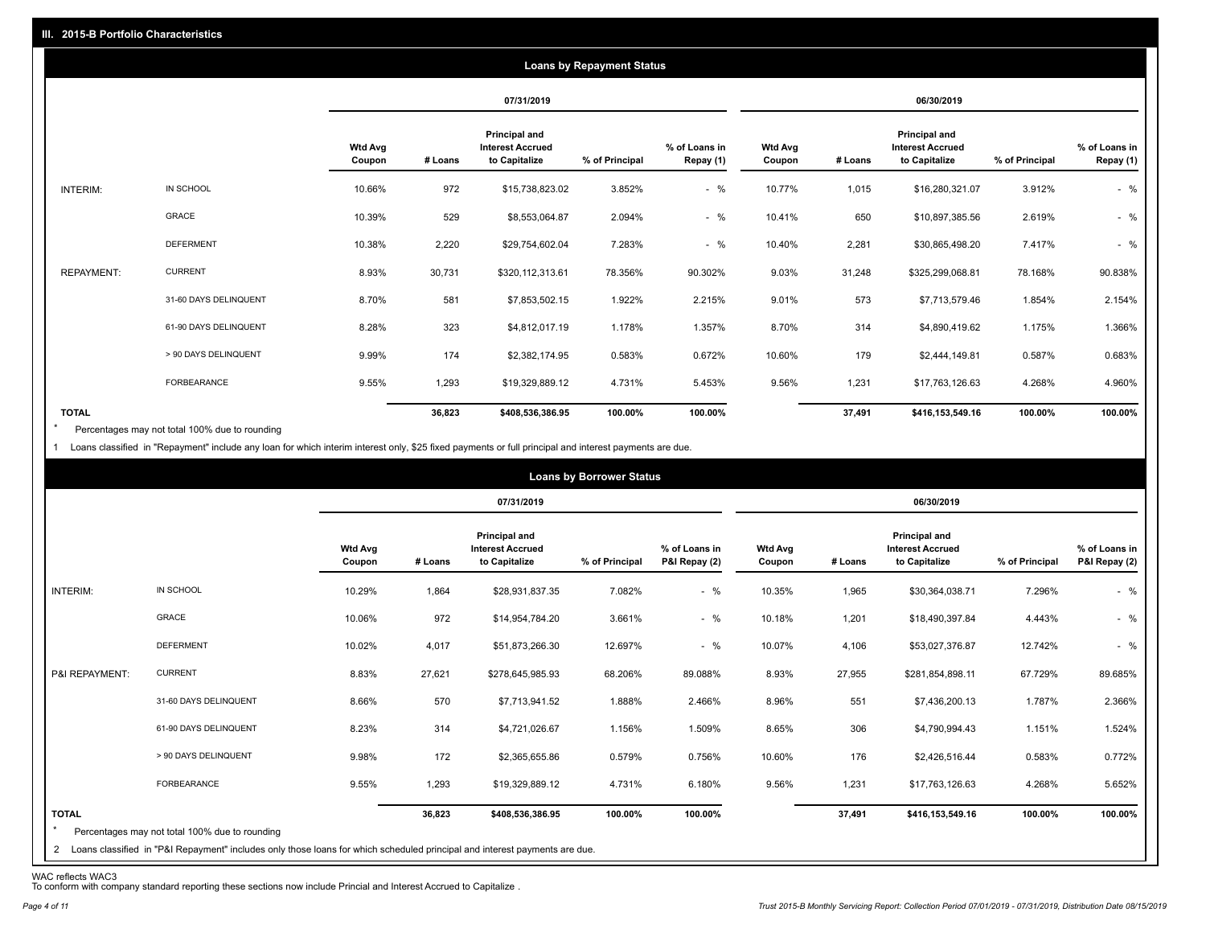## III. 2015-B Portfolio Characteristics

### Loans by Repayment Status

| | | 07/31/2019 | | | | | 06/30/2019 | | | | |
|---|---|---|---|---|---|---|---|---|---|---|---|
| | | Wtd Avg Coupon | # Loans | Principal and Interest Accrued to Capitalize | % of Principal | % of Loans in Repay (1) | Wtd Avg Coupon | # Loans | Principal and Interest Accrued to Capitalize | % of Principal | % of Loans in Repay (1) |
| INTERIM: | IN SCHOOL | 10.66% | 972 | $15,738,823.02 | 3.852% | - % | 10.77% | 1,015 | $16,280,321.07 | 3.912% | - % |
| | GRACE | 10.39% | 529 | $8,553,064.87 | 2.094% | - % | 10.41% | 650 | $10,897,385.56 | 2.619% | - % |
| | DEFERMENT | 10.38% | 2,220 | $29,754,602.04 | 7.283% | - % | 10.40% | 2,281 | $30,865,498.20 | 7.417% | - % |
| REPAYMENT: | CURRENT | 8.93% | 30,731 | $320,112,313.61 | 78.356% | 90.302% | 9.03% | 31,248 | $325,299,068.81 | 78.168% | 90.838% |
| | 31-60 DAYS DELINQUENT | 8.70% | 581 | $7,853,502.15 | 1.922% | 2.215% | 9.01% | 573 | $7,713,579.46 | 1.854% | 2.154% |
| | 61-90 DAYS DELINQUENT | 8.28% | 323 | $4,812,017.19 | 1.178% | 1.357% | 8.70% | 314 | $4,890,419.62 | 1.175% | 1.366% |
| | > 90 DAYS DELINQUENT | 9.99% | 174 | $2,382,174.95 | 0.583% | 0.672% | 10.60% | 179 | $2,444,149.81 | 0.587% | 0.683% |
| | FORBEARANCE | 9.55% | 1,293 | $19,329,889.12 | 4.731% | 5.453% | 9.56% | 1,231 | $17,763,126.63 | 4.268% | 4.960% |
| TOTAL | | | 36,823 | $408,536,386.95 | 100.00% | 100.00% | | 37,491 | $416,153,549.16 | 100.00% | 100.00% |

* Percentages may not total 100% due to rounding

1 Loans classified in "Repayment" include any loan for which interim interest only, $25 fixed payments or full principal and interest payments are due.

### Loans by Borrower Status

| | | 07/31/2019 | | | | | 06/30/2019 | | | | |
|---|---|---|---|---|---|---|---|---|---|---|---|
| | | Wtd Avg Coupon | # Loans | Principal and Interest Accrued to Capitalize | % of Principal | % of Loans in P&I Repay (2) | Wtd Avg Coupon | # Loans | Principal and Interest Accrued to Capitalize | % of Principal | % of Loans in P&I Repay (2) |
| INTERIM: | IN SCHOOL | 10.29% | 1,864 | $28,931,837.35 | 7.082% | - % | 10.35% | 1,965 | $30,364,038.71 | 7.296% | - % |
| | GRACE | 10.06% | 972 | $14,954,784.20 | 3.661% | - % | 10.18% | 1,201 | $18,490,397.84 | 4.443% | - % |
| | DEFERMENT | 10.02% | 4,017 | $51,873,266.30 | 12.697% | - % | 10.07% | 4,106 | $53,027,376.87 | 12.742% | - % |
| P&I REPAYMENT: | CURRENT | 8.83% | 27,621 | $278,645,985.93 | 68.206% | 89.088% | 8.93% | 27,955 | $281,854,898.11 | 67.729% | 89.685% |
| | 31-60 DAYS DELINQUENT | 8.66% | 570 | $7,713,941.52 | 1.888% | 2.466% | 8.96% | 551 | $7,436,200.13 | 1.787% | 2.366% |
| | 61-90 DAYS DELINQUENT | 8.23% | 314 | $4,721,026.67 | 1.156% | 1.509% | 8.65% | 306 | $4,790,994.43 | 1.151% | 1.524% |
| | > 90 DAYS DELINQUENT | 9.98% | 172 | $2,365,655.86 | 0.579% | 0.756% | 10.60% | 176 | $2,426,516.44 | 0.583% | 0.772% |
| | FORBEARANCE | 9.55% | 1,293 | $19,329,889.12 | 4.731% | 6.180% | 9.56% | 1,231 | $17,763,126.63 | 4.268% | 5.652% |
| TOTAL | | | 36,823 | $408,536,386.95 | 100.00% | 100.00% | | 37,491 | $416,153,549.16 | 100.00% | 100.00% |

* Percentages may not total 100% due to rounding

2 Loans classified in "P&I Repayment" includes only those loans for which scheduled principal and interest payments are due.

WAC reflects WAC3

To conform with company standard reporting these sections now include Princial and Interest Accrued to Capitalize .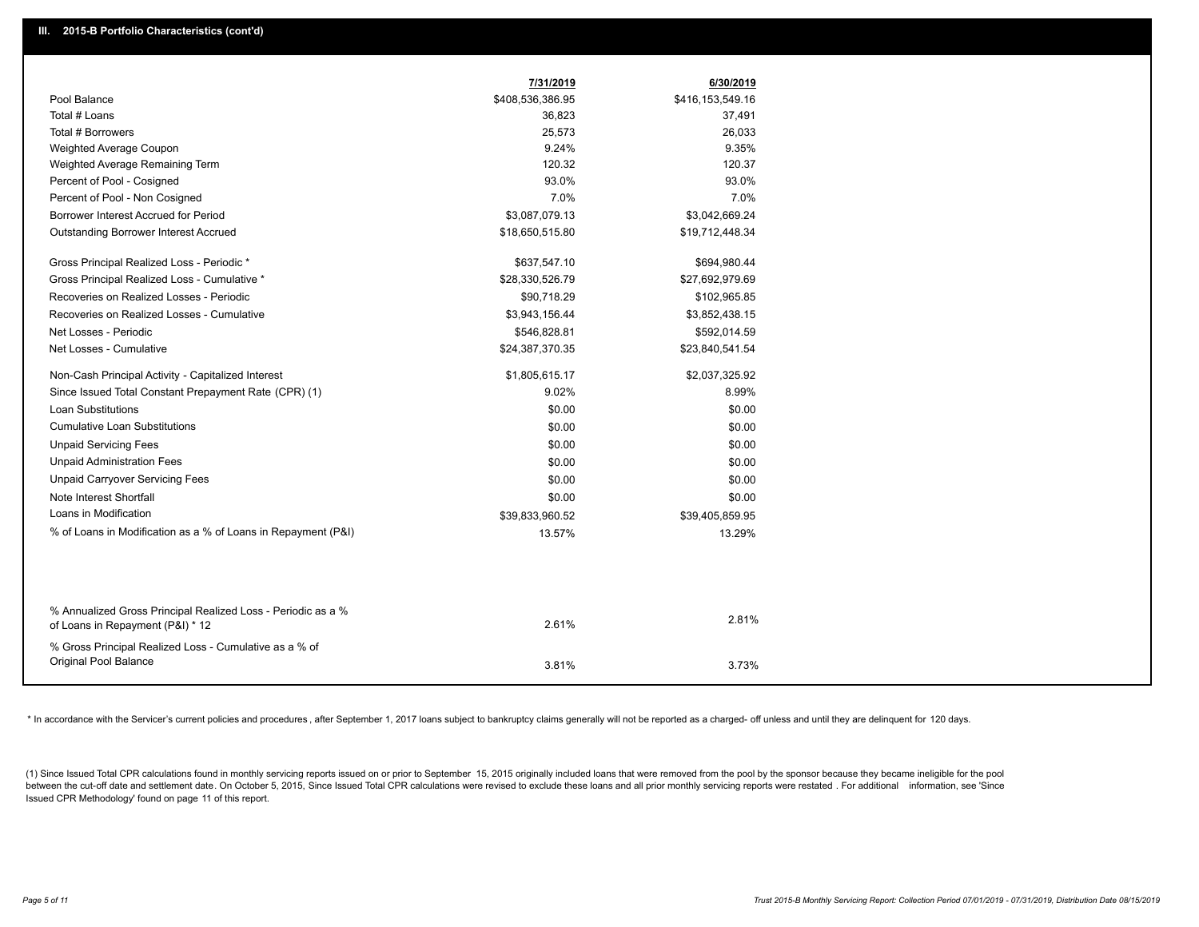## III. 2015-B Portfolio Characteristics (cont'd)

| | 7/31/2019 | 6/30/2019 |
|---|---|---|
| Pool Balance | $408,536,386.95 | $416,153,549.16 |
| Total # Loans | 36,823 | 37,491 |
| Total # Borrowers | 25,573 | 26,033 |
| Weighted Average Coupon | 9.24% | 9.35% |
| Weighted Average Remaining Term | 120.32 | 120.37 |
| Percent of Pool - Cosigned | 93.0% | 93.0% |
| Percent of Pool - Non Cosigned | 7.0% | 7.0% |
| Borrower Interest Accrued for Period | $3,087,079.13 | $3,042,669.24 |
| Outstanding Borrower Interest Accrued | $18,650,515.80 | $19,712,448.34 |
| Gross Principal Realized Loss - Periodic * | $637,547.10 | $694,980.44 |
| Gross Principal Realized Loss - Cumulative * | $28,330,526.79 | $27,692,979.69 |
| Recoveries on Realized Losses - Periodic | $90,718.29 | $102,965.85 |
| Recoveries on Realized Losses - Cumulative | $3,943,156.44 | $3,852,438.15 |
| Net Losses - Periodic | $546,828.81 | $592,014.59 |
| Net Losses - Cumulative | $24,387,370.35 | $23,840,541.54 |
| Non-Cash Principal Activity - Capitalized Interest | $1,805,615.17 | $2,037,325.92 |
| Since Issued Total Constant Prepayment Rate (CPR) (1) | 9.02% | 8.99% |
| Loan Substitutions | $0.00 | $0.00 |
| Cumulative Loan Substitutions | $0.00 | $0.00 |
| Unpaid Servicing Fees | $0.00 | $0.00 |
| Unpaid Administration Fees | $0.00 | $0.00 |
| Unpaid Carryover Servicing Fees | $0.00 | $0.00 |
| Note Interest Shortfall | $0.00 | $0.00 |
| Loans in Modification | $39,833,960.52 | $39,405,859.95 |
| % of Loans in Modification as a % of Loans in Repayment (P&I) | 13.57% | 13.29% |
| % Annualized Gross Principal Realized Loss - Periodic as a % of Loans in Repayment (P&I) * 12 | 2.61% | 2.81% |
| % Gross Principal Realized Loss - Cumulative as a % of Original Pool Balance | 3.81% | 3.73% |

* In accordance with the Servicer's current policies and procedures , after September 1, 2017 loans subject to bankruptcy claims generally will not be reported as a charged- off unless and until they are delinquent for 120 days.

(1) Since Issued Total CPR calculations found in monthly servicing reports issued on or prior to September 15, 2015 originally included loans that were removed from the pool by the sponsor because they became ineligible for the pool between the cut-off date and settlement date. On October 5, 2015, Since Issued Total CPR calculations were revised to exclude these loans and all prior monthly servicing reports were restated . For additional information, see 'Since Issued CPR Methodology' found on page 11 of this report.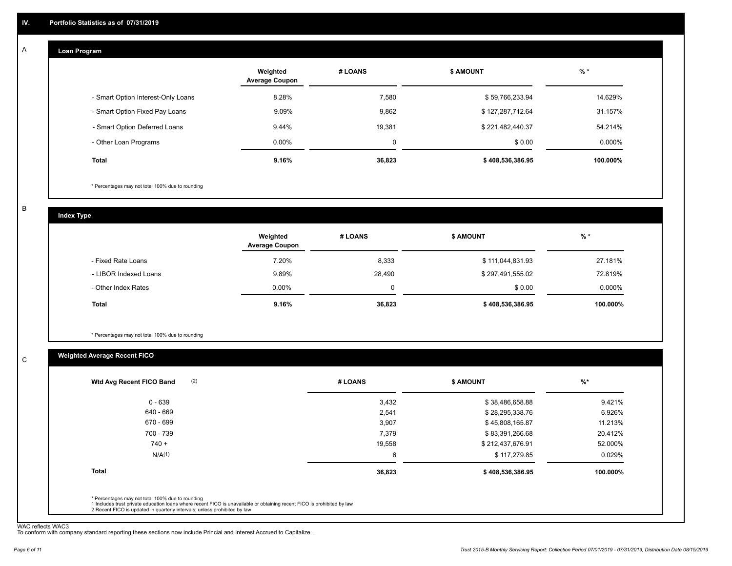## IV. Portfolio Statistics as of 07/31/2019

### A

#### Loan Program

| | Weighted Average Coupon | # LOANS | $ AMOUNT | % * |
|---|---|---|---|---|
| - Smart Option Interest-Only Loans | 8.28% | 7,580 | $ 59,766,233.94 | 14.629% |
| - Smart Option Fixed Pay Loans | 9.09% | 9,862 | $ 127,287,712.64 | 31.157% |
| - Smart Option Deferred Loans | 9.44% | 19,381 | $ 221,482,440.37 | 54.214% |
| - Other Loan Programs | 0.00% | 0 | $ 0.00 | 0.000% |
| **Total** | **9.16%** | **36,823** | **$ 408,536,386.95** | **100.000%** |

* Percentages may not total 100% due to rounding

### B

#### Index Type

| | Weighted Average Coupon | # LOANS | $ AMOUNT | % * |
|---|---|---|---|---|
| - Fixed Rate Loans | 7.20% | 8,333 | $ 111,044,831.93 | 27.181% |
| - LIBOR Indexed Loans | 9.89% | 28,490 | $ 297,491,555.02 | 72.819% |
| - Other Index Rates | 0.00% | 0 | $ 0.00 | 0.000% |
| **Total** | **9.16%** | **36,823** | **$ 408,536,386.95** | **100.000%** |

* Percentages may not total 100% due to rounding

### C

#### Weighted Average Recent FICO

| Wtd Avg Recent FICO Band (2) | # LOANS | $ AMOUNT | %* |
|---|---|---|---|
| 0 - 639 | 3,432 | $ 38,486,658.88 | 9.421% |
| 640 - 669 | 2,541 | $ 28,295,338.76 | 6.926% |
| 670 - 699 | 3,907 | $ 45,808,165.87 | 11.213% |
| 700 - 739 | 7,379 | $ 83,391,266.68 | 20.412% |
| 740 + | 19,558 | $ 212,437,676.91 | 52.000% |
| N/A(1) | 6 | $ 117,279.85 | 0.029% |
| **Total** | **36,823** | **$ 408,536,386.95** | **100.000%** |

* Percentages may not total 100% due to rounding
1 Includes trust private education loans where recent FICO is unavailable or obtaining recent FICO is prohibited by law
2 Recent FICO is updated in quarterly intervals; unless prohibited by law

WAC reflects WAC3
To conform with company standard reporting these sections now include Princial and Interest Accrued to Capitalize .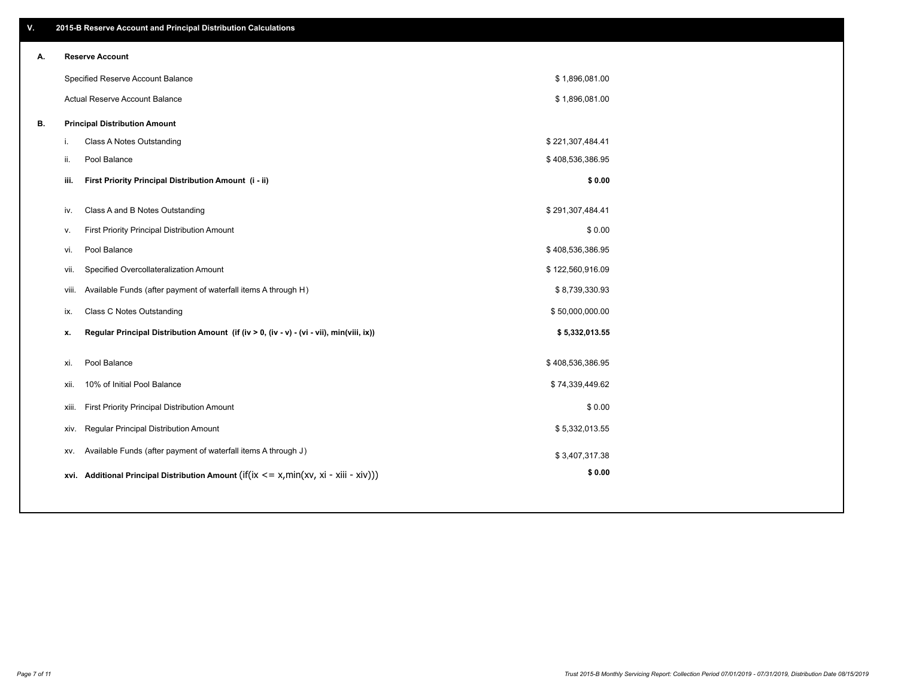## V. 2015-B Reserve Account and Principal Distribution Calculations

### A. Reserve Account

| | |
|---|---|
| Specified Reserve Account Balance | $ 1,896,081.00 |
| Actual Reserve Account Balance | $ 1,896,081.00 |

### B. Principal Distribution Amount

| | | |
|---|---|---|
| i. | Class A Notes Outstanding | $ 221,307,484.41 |
| ii. | Pool Balance | $ 408,536,386.95 |
| **iii.** | **First Priority Principal Distribution Amount (i - ii)** | **$ 0.00** |
| iv. | Class A and B Notes Outstanding | $ 291,307,484.41 |
| v. | First Priority Principal Distribution Amount | $ 0.00 |
| vi. | Pool Balance | $ 408,536,386.95 |
| vii. | Specified Overcollateralization Amount | $ 122,560,916.09 |
| viii. | Available Funds (after payment of waterfall items A through H) | $ 8,739,330.93 |
| ix. | Class C Notes Outstanding | $ 50,000,000.00 |
| **x.** | **Regular Principal Distribution Amount (if (iv > 0, (iv - v) - (vi - vii), min(viii, ix))** | **$ 5,332,013.55** |
| xi. | Pool Balance | $ 408,536,386.95 |
| xii. | 10% of Initial Pool Balance | $ 74,339,449.62 |
| xiii. | First Priority Principal Distribution Amount | $ 0.00 |
| xiv. | Regular Principal Distribution Amount | $ 5,332,013.55 |
| xv. | Available Funds (after payment of waterfall items A through J) | $ 3,407,317.38 |
| **xvi.** | **Additional Principal Distribution Amount** (if(ix <= x,min(xv, xi - xiii - xiv))) | **$ 0.00** |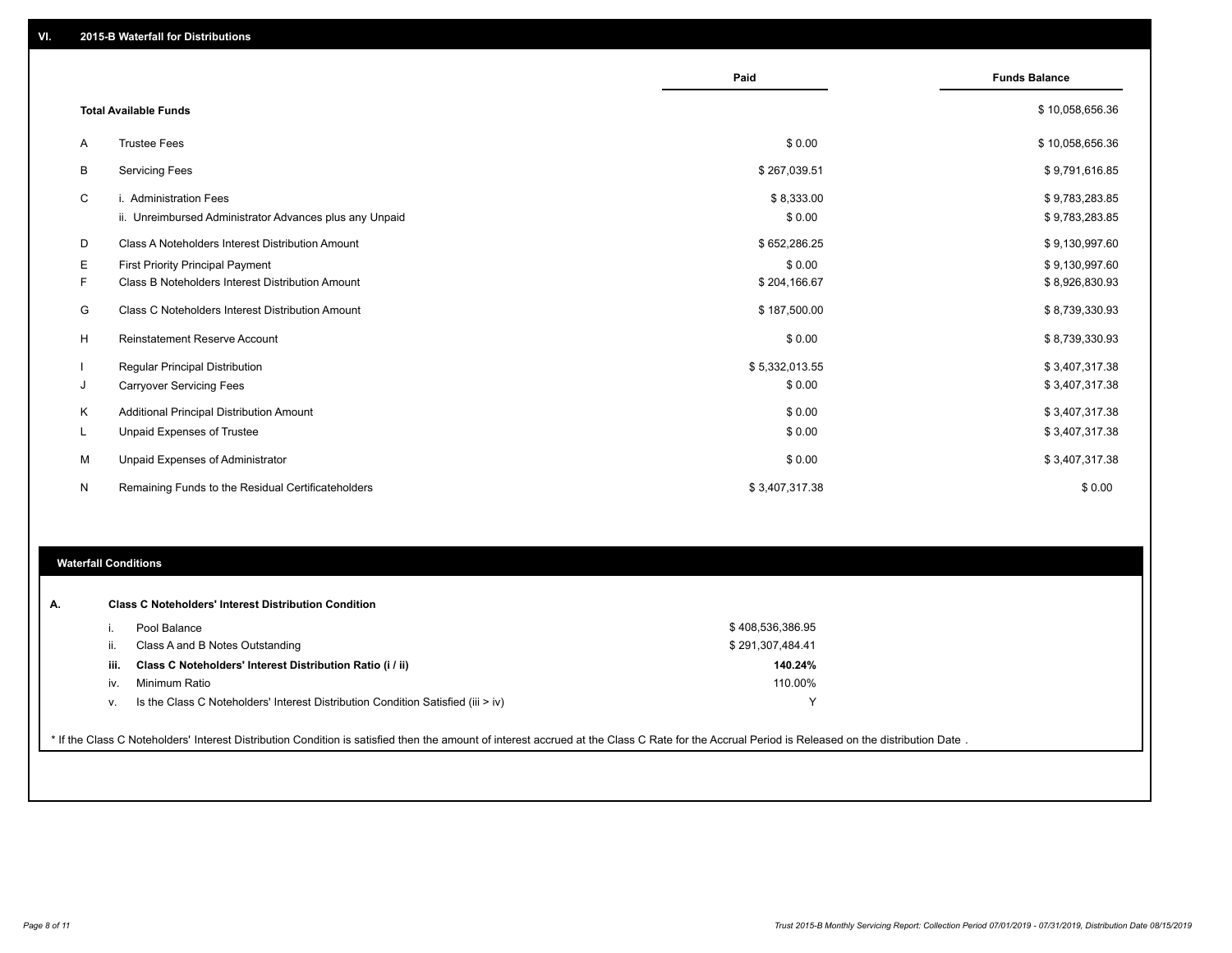## VI. 2015-B Waterfall for Distributions

| | | Paid | Funds Balance |
|---|---|---|---|
| | **Total Available Funds** | | $ 10,058,656.36 |
| A | Trustee Fees | $ 0.00 | $ 10,058,656.36 |
| B | Servicing Fees | $ 267,039.51 | $ 9,791,616.85 |
| C | i. Administration Fees | $ 8,333.00 | $ 9,783,283.85 |
| | ii. Unreimbursed Administrator Advances plus any Unpaid | $ 0.00 | $ 9,783,283.85 |
| D | Class A Noteholders Interest Distribution Amount | $ 652,286.25 | $ 9,130,997.60 |
| E | First Priority Principal Payment | $ 0.00 | $ 9,130,997.60 |
| F | Class B Noteholders Interest Distribution Amount | $ 204,166.67 | $ 8,926,830.93 |
| G | Class C Noteholders Interest Distribution Amount | $ 187,500.00 | $ 8,739,330.93 |
| H | Reinstatement Reserve Account | $ 0.00 | $ 8,739,330.93 |
| I | Regular Principal Distribution | $ 5,332,013.55 | $ 3,407,317.38 |
| J | Carryover Servicing Fees | $ 0.00 | $ 3,407,317.38 |
| K | Additional Principal Distribution Amount | $ 0.00 | $ 3,407,317.38 |
| L | Unpaid Expenses of Trustee | $ 0.00 | $ 3,407,317.38 |
| M | Unpaid Expenses of Administrator | $ 0.00 | $ 3,407,317.38 |
| N | Remaining Funds to the Residual Certificateholders | $ 3,407,317.38 | $ 0.00 |

### Waterfall Conditions

**A. Class C Noteholders' Interest Distribution Condition**

| | | |
|---|---|---|
| i. | Pool Balance | $ 408,536,386.95 |
| ii. | Class A and B Notes Outstanding | $ 291,307,484.41 |
| **iii.** | **Class C Noteholders' Interest Distribution Ratio (i / ii)** | **140.24%** |
| iv. | Minimum Ratio | 110.00% |
| v. | Is the Class C Noteholders' Interest Distribution Condition Satisfied (iii > iv) | Y |

* If the Class C Noteholders' Interest Distribution Condition is satisfied then the amount of interest accrued at the Class C Rate for the Accrual Period is Released on the distribution Date .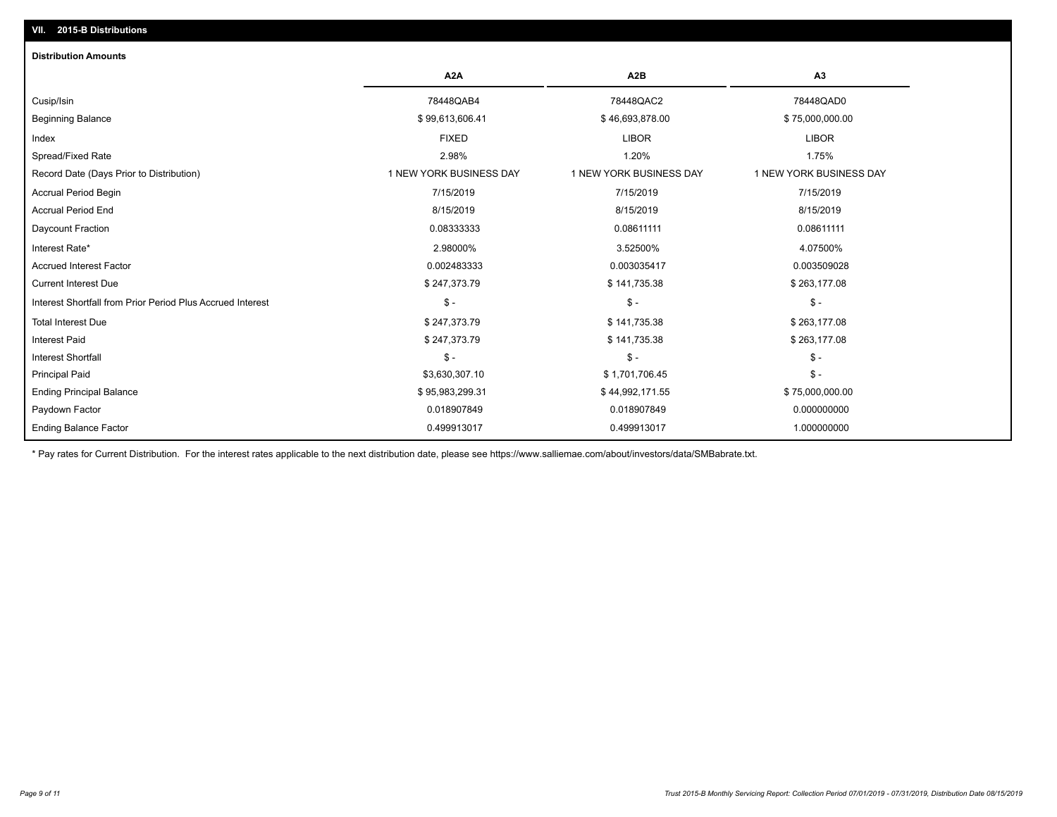## VII. 2015-B Distributions

### Distribution Amounts

| | A2A | A2B | A3 |
|---|---|---|---|
| Cusip/Isin | 78448QAB4 | 78448QAC2 | 78448QAD0 |
| Beginning Balance | $ 99,613,606.41 | $ 46,693,878.00 | $ 75,000,000.00 |
| Index | FIXED | LIBOR | LIBOR |
| Spread/Fixed Rate | 2.98% | 1.20% | 1.75% |
| Record Date (Days Prior to Distribution) | 1 NEW YORK BUSINESS DAY | 1 NEW YORK BUSINESS DAY | 1 NEW YORK BUSINESS DAY |
| Accrual Period Begin | 7/15/2019 | 7/15/2019 | 7/15/2019 |
| Accrual Period End | 8/15/2019 | 8/15/2019 | 8/15/2019 |
| Daycount Fraction | 0.08333333 | 0.08611111 | 0.08611111 |
| Interest Rate* | 2.98000% | 3.52500% | 4.07500% |
| Accrued Interest Factor | 0.002483333 | 0.003035417 | 0.003509028 |
| Current Interest Due | $ 247,373.79 | $ 141,735.38 | $ 263,177.08 |
| Interest Shortfall from Prior Period Plus Accrued Interest | $ - | $ - | $ - |
| Total Interest Due | $ 247,373.79 | $ 141,735.38 | $ 263,177.08 |
| Interest Paid | $ 247,373.79 | $ 141,735.38 | $ 263,177.08 |
| Interest Shortfall | $ - | $ - | $ - |
| Principal Paid | $3,630,307.10 | $ 1,701,706.45 | $ - |
| Ending Principal Balance | $ 95,983,299.31 | $ 44,992,171.55 | $ 75,000,000.00 |
| Paydown Factor | 0.018907849 | 0.018907849 | 0.000000000 |
| Ending Balance Factor | 0.499913017 | 0.499913017 | 1.000000000 |

* Pay rates for Current Distribution. For the interest rates applicable to the next distribution date, please see https://www.salliemae.com/about/investors/data/SMBabrate.txt.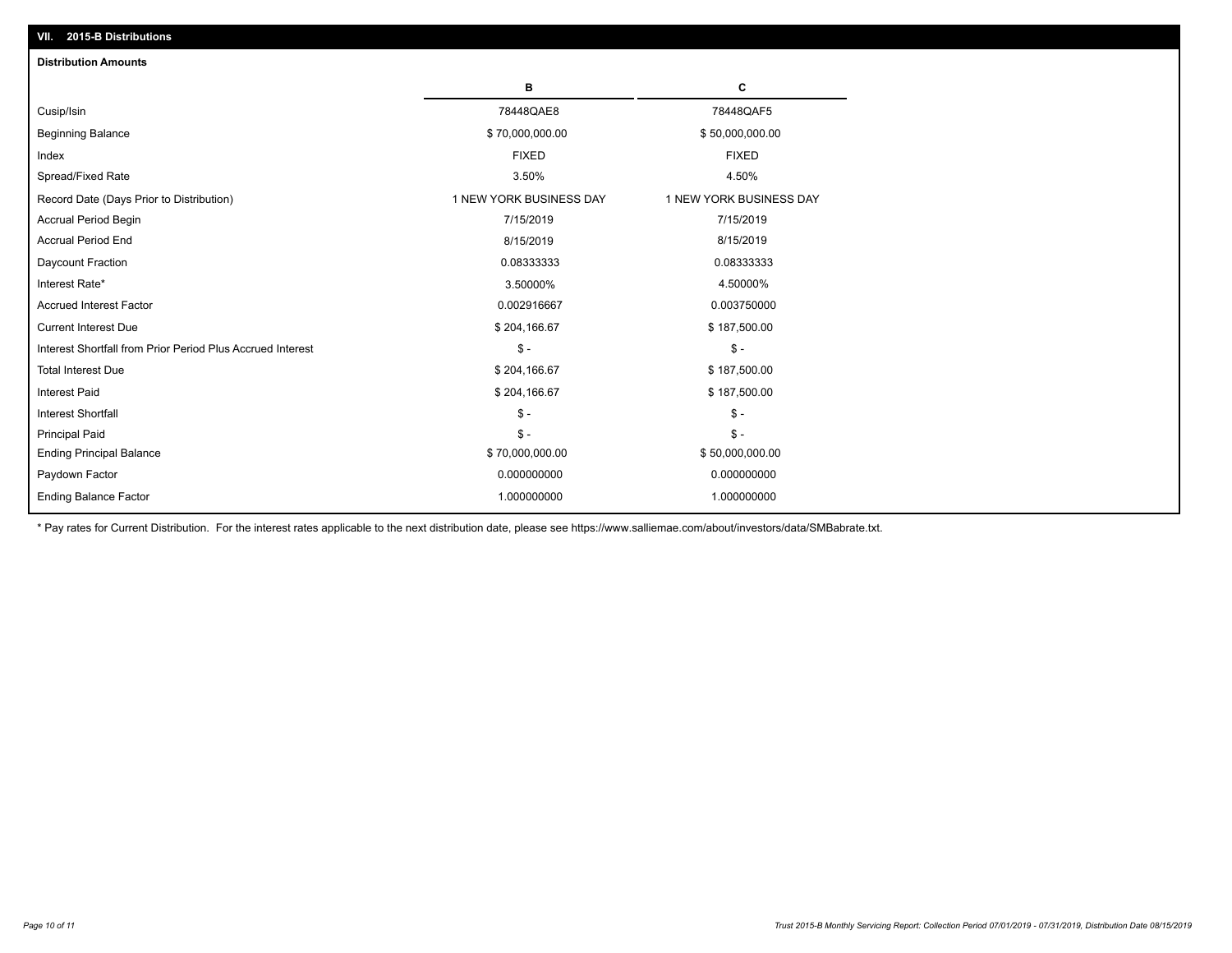## VII. 2015-B Distributions

**Distribution Amounts**

| | B | C |
|---|---|---|
| Cusip/Isin | 78448QAE8 | 78448QAF5 |
| Beginning Balance | $ 70,000,000.00 | $ 50,000,000.00 |
| Index | FIXED | FIXED |
| Spread/Fixed Rate | 3.50% | 4.50% |
| Record Date (Days Prior to Distribution) | 1 NEW YORK BUSINESS DAY | 1 NEW YORK BUSINESS DAY |
| Accrual Period Begin | 7/15/2019 | 7/15/2019 |
| Accrual Period End | 8/15/2019 | 8/15/2019 |
| Daycount Fraction | 0.08333333 | 0.08333333 |
| Interest Rate* | 3.50000% | 4.50000% |
| Accrued Interest Factor | 0.002916667 | 0.003750000 |
| Current Interest Due | $ 204,166.67 | $ 187,500.00 |
| Interest Shortfall from Prior Period Plus Accrued Interest | $ - | $ - |
| Total Interest Due | $ 204,166.67 | $ 187,500.00 |
| Interest Paid | $ 204,166.67 | $ 187,500.00 |
| Interest Shortfall | $ - | $ - |
| Principal Paid | $ - | $ - |
| Ending Principal Balance | $ 70,000,000.00 | $ 50,000,000.00 |
| Paydown Factor | 0.000000000 | 0.000000000 |
| Ending Balance Factor | 1.000000000 | 1.000000000 |

* Pay rates for Current Distribution. For the interest rates applicable to the next distribution date, please see https://www.salliemae.com/about/investors/data/SMBabrate.txt.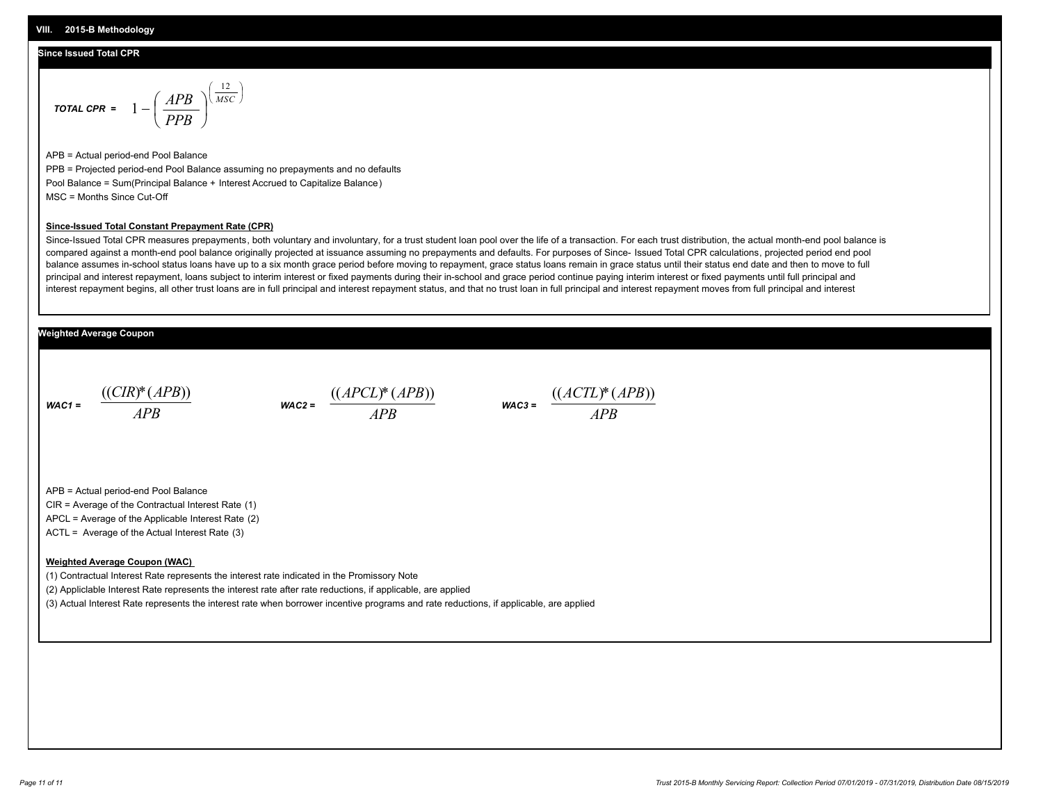## VIII. 2015-B Methodology

### Since Issued Total CPR

$$\textbf{TOTAL CPR} = 1 - \left(\frac{APB}{PPB}\right)^{\left(\frac{12}{MSC}\right)}$$

APB = Actual period-end Pool Balance

PPB = Projected period-end Pool Balance assuming no prepayments and no defaults

Pool Balance = Sum(Principal Balance + Interest Accrued to Capitalize Balance)

MSC = Months Since Cut-Off

**Since-Issued Total Constant Prepayment Rate (CPR)**

Since-Issued Total CPR measures prepayments, both voluntary and involuntary, for a trust student loan pool over the life of a transaction. For each trust distribution, the actual month-end pool balance is compared against a month-end pool balance originally projected at issuance assuming no prepayments and defaults. For purposes of Since- Issued Total CPR calculations, projected period end pool balance assumes in-school status loans have up to a six month grace period before moving to repayment, grace status loans remain in grace status until their status end date and then to move to full principal and interest repayment, loans subject to interim interest or fixed payments during their in-school and grace period continue paying interim interest or fixed payments until full principal and interest repayment begins, all other trust loans are in full principal and interest repayment status, and that no trust loan in full principal and interest repayment moves from full principal and interest

### Weighted Average Coupon

$$\textbf{WAC1} = \frac{((CIR)*(APB))}{APB} \qquad \textbf{WAC2} = \frac{((APCL)*(APB))}{APB} \qquad \textbf{WAC3} = \frac{((ACTL)*(APB))}{APB}$$

APB = Actual period-end Pool Balance

CIR = Average of the Contractual Interest Rate (1)

APCL = Average of the Applicable Interest Rate (2)

ACTL = Average of the Actual Interest Rate (3)

**Weighted Average Coupon (WAC)**

(1) Contractual Interest Rate represents the interest rate indicated in the Promissory Note

(2) Appliclable Interest Rate represents the interest rate after rate reductions, if applicable, are applied

(3) Actual Interest Rate represents the interest rate when borrower incentive programs and rate reductions, if applicable, are applied